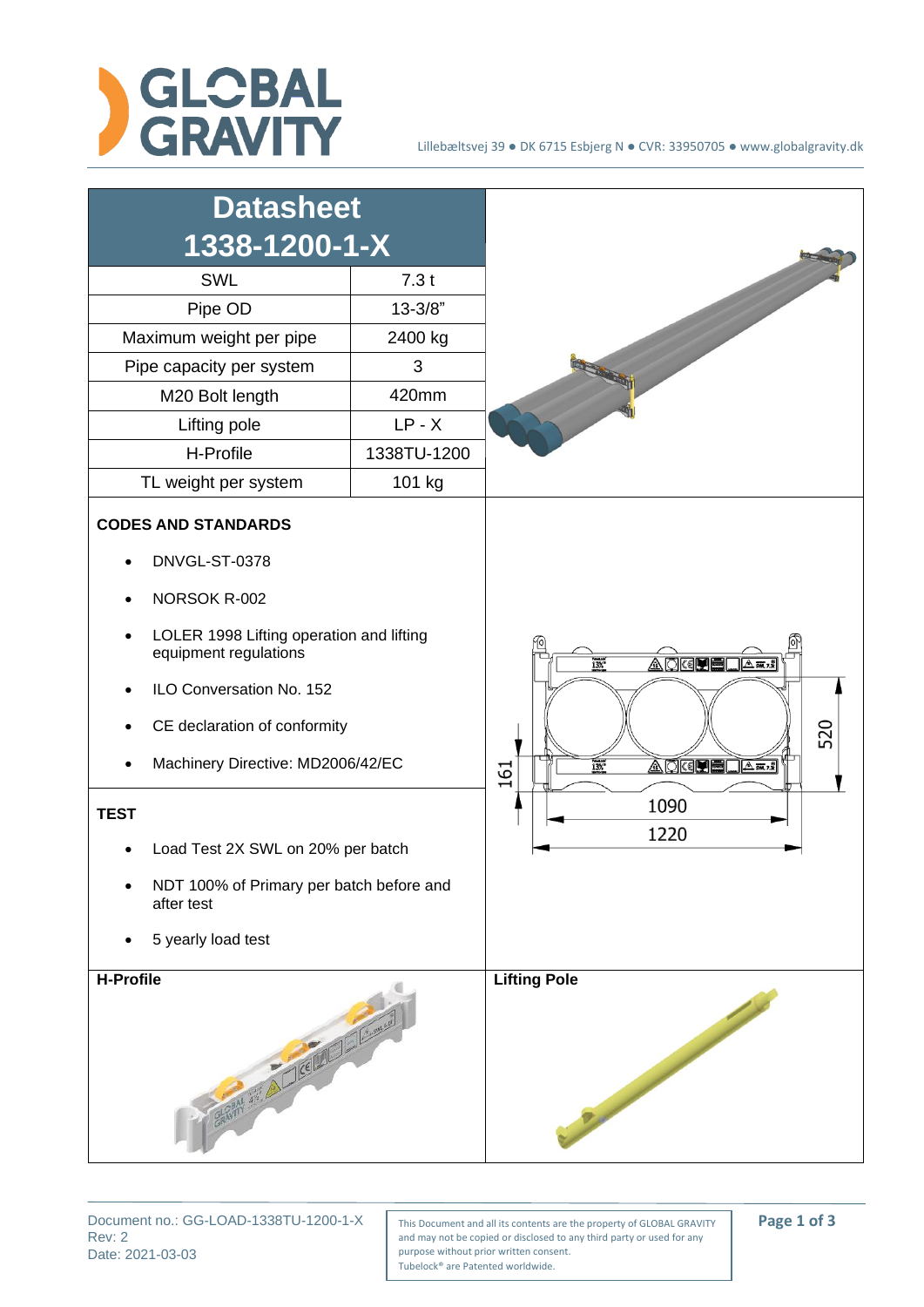Lillebæltsvej 39 ● DK 6715 Esbjerg N ● CVR: 33950705 ● www.globalgravity.dk

# Datasheet 1338-1200-1-X

| | |
|---|---|
| SWL | 7.3 t |
| Pipe OD | 13-3/8" |
| Maximum weight per pipe | 2400 kg |
| Pipe capacity per system | 3 |
| M20 Bolt length | 420mm |
| Lifting pole | LP - X |
| H-Profile | 1338TU-1200 |
| TL weight per system | 101 kg |

**CODES AND STANDARDS**

- DNVGL-ST-0378
- NORSOK R-002
- LOLER 1998 Lifting operation and lifting equipment regulations
- ILO Conversation No. 152
- CE declaration of conformity
- Machinery Directive: MD2006/42/EC

**TEST**

- Load Test 2X SWL on 20% per batch
- NDT 100% of Primary per batch before and after test
- 5 yearly load test

161

520

1090

1220

**H-Profile**

**Lifting Pole**

Document no.: GG-LOAD-1338TU-1200-1-X
Rev: 2
Date: 2021-03-03

This Document and all its contents are the property of GLOBAL GRAVITY and may not be copied or disclosed to any third party or used for any purpose without prior written consent.
Tubelock® are Patented worldwide.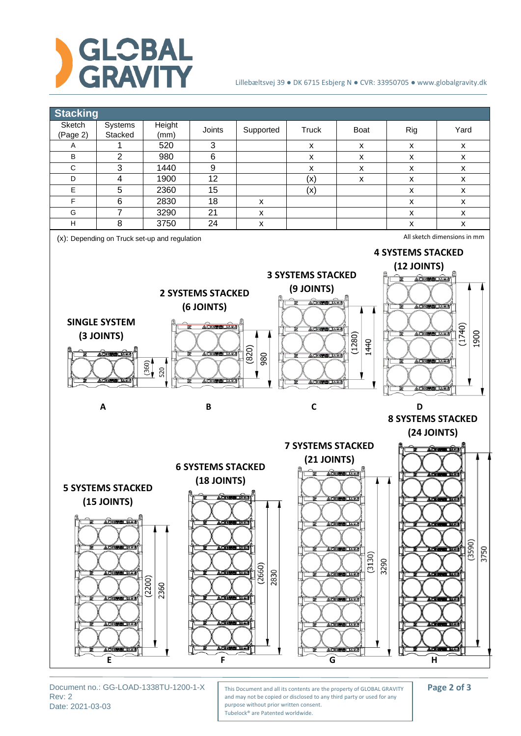## Stacking

| Sketch (Page 2) | Systems Stacked | Height (mm) | Joints | Supported | Truck | Boat | Rig | Yard |
|---|---|---|---|---|---|---|---|---|
| A | 1 | 520 | 3 | | x | x | x | x |
| B | 2 | 980 | 6 | | x | x | x | x |
| C | 3 | 1440 | 9 | | x | x | x | x |
| D | 4 | 1900 | 12 | | (x) | x | x | x |
| E | 5 | 2360 | 15 | | (x) | | x | x |
| F | 6 | 2830 | 18 | x | | | x | x |
| G | 7 | 3290 | 21 | x | | | x | x |
| H | 8 | 3750 | 24 | x | | | x | x |

(x): Depending on Truck set-up and regulation

All sketch dimensions in mm

**SINGLE SYSTEM (3 JOINTS)** — A: (360), 520

**2 SYSTEMS STACKED (6 JOINTS)** — B: (820), 980

**3 SYSTEMS STACKED (9 JOINTS)** — C: (1280), 1440

**4 SYSTEMS STACKED (12 JOINTS)** — D: (1740), 1900

**5 SYSTEMS STACKED (15 JOINTS)** — E: (2200), 2360

**6 SYSTEMS STACKED (18 JOINTS)** — F: (2660), 2830

**7 SYSTEMS STACKED (21 JOINTS)** — G: (3130), 3290

**8 SYSTEMS STACKED (24 JOINTS)** — H: (3590), 3750

Document no.: GG-LOAD-1338TU-1200-1-X
Rev: 2
Date: 2021-03-03

This Document and all its contents are the property of GLOBAL GRAVITY and may not be copied or disclosed to any third party or used for any purpose without prior written consent.
Tubelock® are Patented worldwide.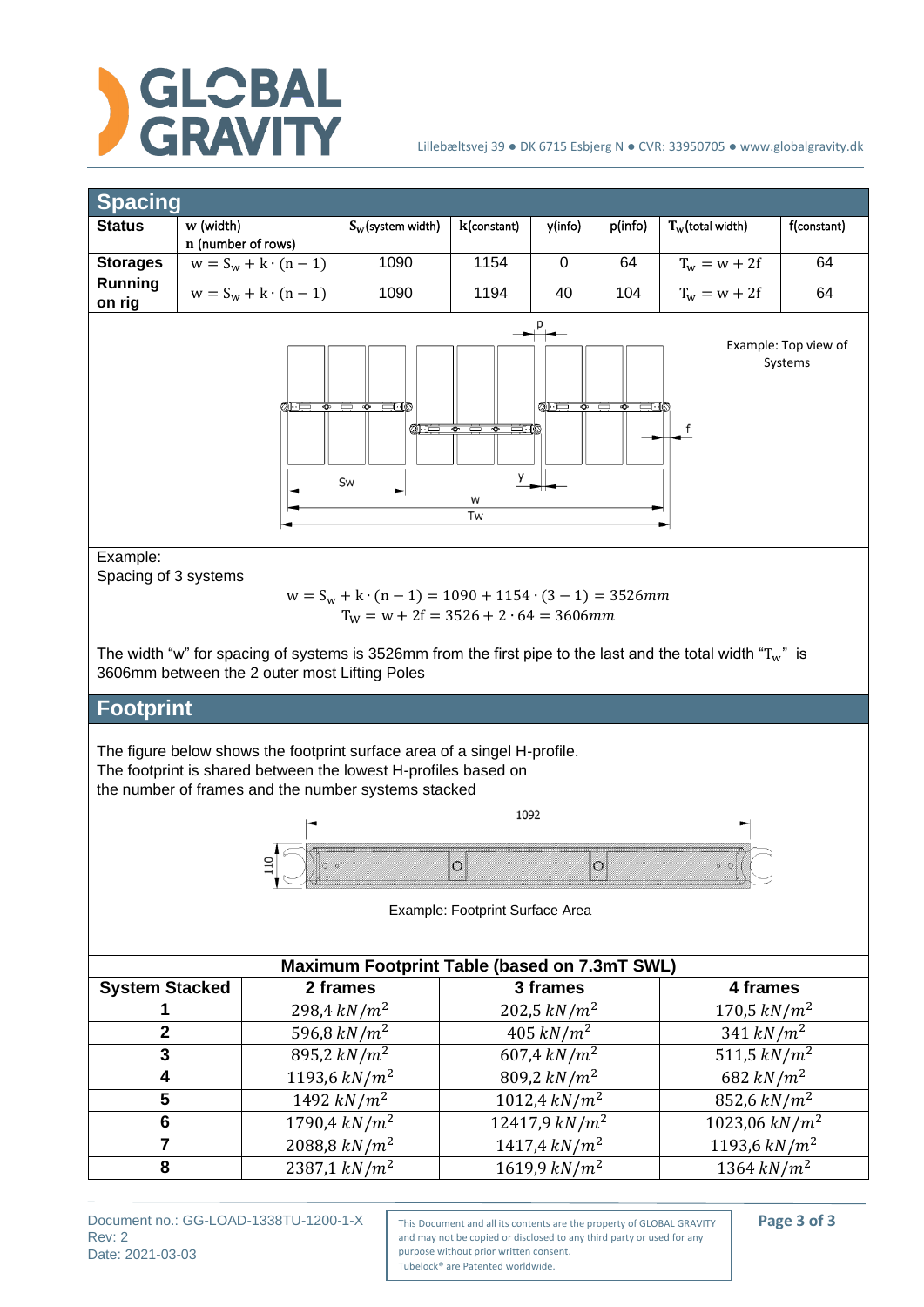## Spacing

| Status | w (width) n (number of rows) | $S_w$ (system width) | k(constant) | y(info) | p(info) | $T_w$ (total width) | f(constant) |
|---|---|---|---|---|---|---|---|
| **Storages** | $w = S_w + k \cdot (n-1)$ | 1090 | 1154 | 0 | 64 | $T_w = w + 2f$ | 64 |
| **Running on rig** | $w = S_w + k \cdot (n-1)$ | 1090 | 1194 | 40 | 104 | $T_w = w + 2f$ | 64 |

p

Example: Top view of Systems

f

Sw

y

w

Tw

Example:
Spacing of 3 systems

$$w = S_w + k \cdot (n-1) = 1090 + 1154 \cdot (3-1) = 3526mm$$
$$T_W = w + 2f = 3526 + 2 \cdot 64 = 3606mm$$

The width "w" for spacing of systems is 3526mm from the first pipe to the last and the total width "$T_w$" is 3606mm between the 2 outer most Lifting Poles

## Footprint

The figure below shows the footprint surface area of a singel H-profile.
The footprint is shared between the lowest H-profiles based on
the number of frames and the number systems stacked

1092

110

Example: Footprint Surface Area

**Maximum Footprint Table (based on 7.3mT SWL)**

| System Stacked | 2 frames | 3 frames | 4 frames |
|---|---|---|---|
| **1** | $298{,}4\ kN/m^2$ | $202{,}5\ kN/m^2$ | $170{,}5\ kN/m^2$ |
| **2** | $596{,}8\ kN/m^2$ | $405\ kN/m^2$ | $341\ kN/m^2$ |
| **3** | $895{,}2\ kN/m^2$ | $607{,}4\ kN/m^2$ | $511{,}5\ kN/m^2$ |
| **4** | $1193{,}6\ kN/m^2$ | $809{,}2\ kN/m^2$ | $682\ kN/m^2$ |
| **5** | $1492\ kN/m^2$ | $1012{,}4\ kN/m^2$ | $852{,}6\ kN/m^2$ |
| **6** | $1790{,}4\ kN/m^2$ | $12417{,}9\ kN/m^2$ | $1023{,}06\ kN/m^2$ |
| **7** | $2088{,}8\ kN/m^2$ | $1417{,}4\ kN/m^2$ | $1193{,}6\ kN/m^2$ |
| **8** | $2387{,}1\ kN/m^2$ | $1619{,}9\ kN/m^2$ | $1364\ kN/m^2$ |

Document no.: GG-LOAD-1338TU-1200-1-X
Rev: 2
Date: 2021-03-03

This Document and all its contents are the property of GLOBAL GRAVITY and may not be copied or disclosed to any third party or used for any purpose without prior written consent.
Tubelock® are Patented worldwide.